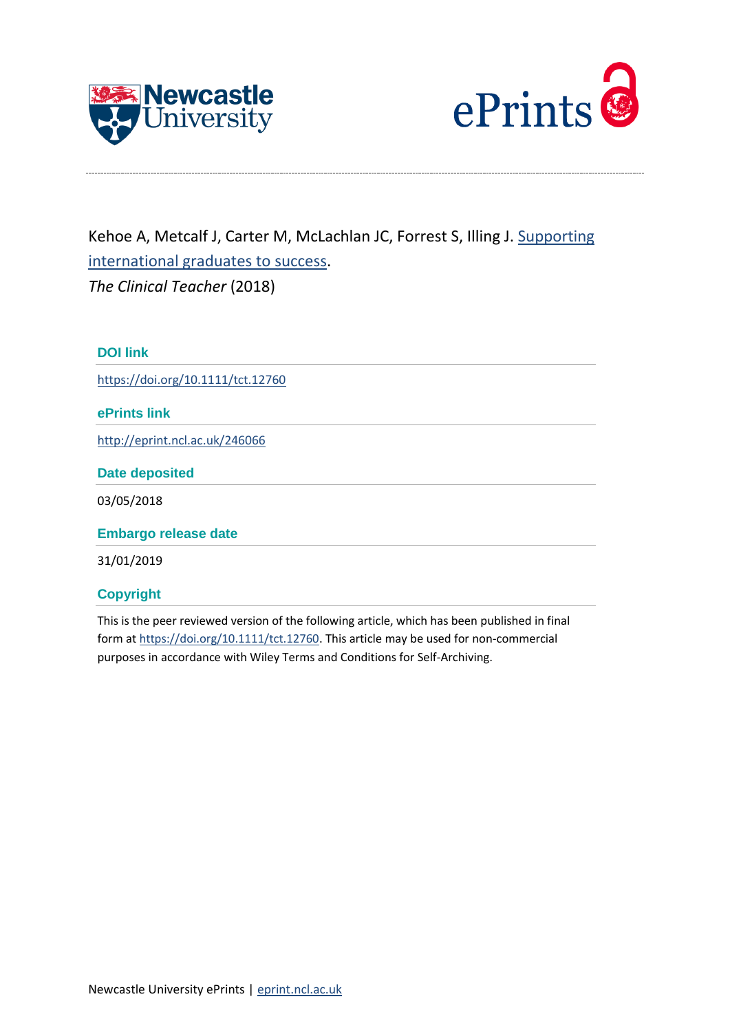Kehoe A, Metcalf J, Carter M, McLachlan JC, Forrest S, Illing J. Supporting international graduates to success.
*The Clinical Teacher* (2018)

### DOI link

https://doi.org/10.1111/tct.12760

### ePrints link

http://eprint.ncl.ac.uk/246066

### Date deposited

03/05/2018

### Embargo release date

31/01/2019

### Copyright

This is the peer reviewed version of the following article, which has been published in final form at https://doi.org/10.1111/tct.12760. This article may be used for non-commercial purposes in accordance with Wiley Terms and Conditions for Self-Archiving.

Newcastle University ePrints | eprint.ncl.ac.uk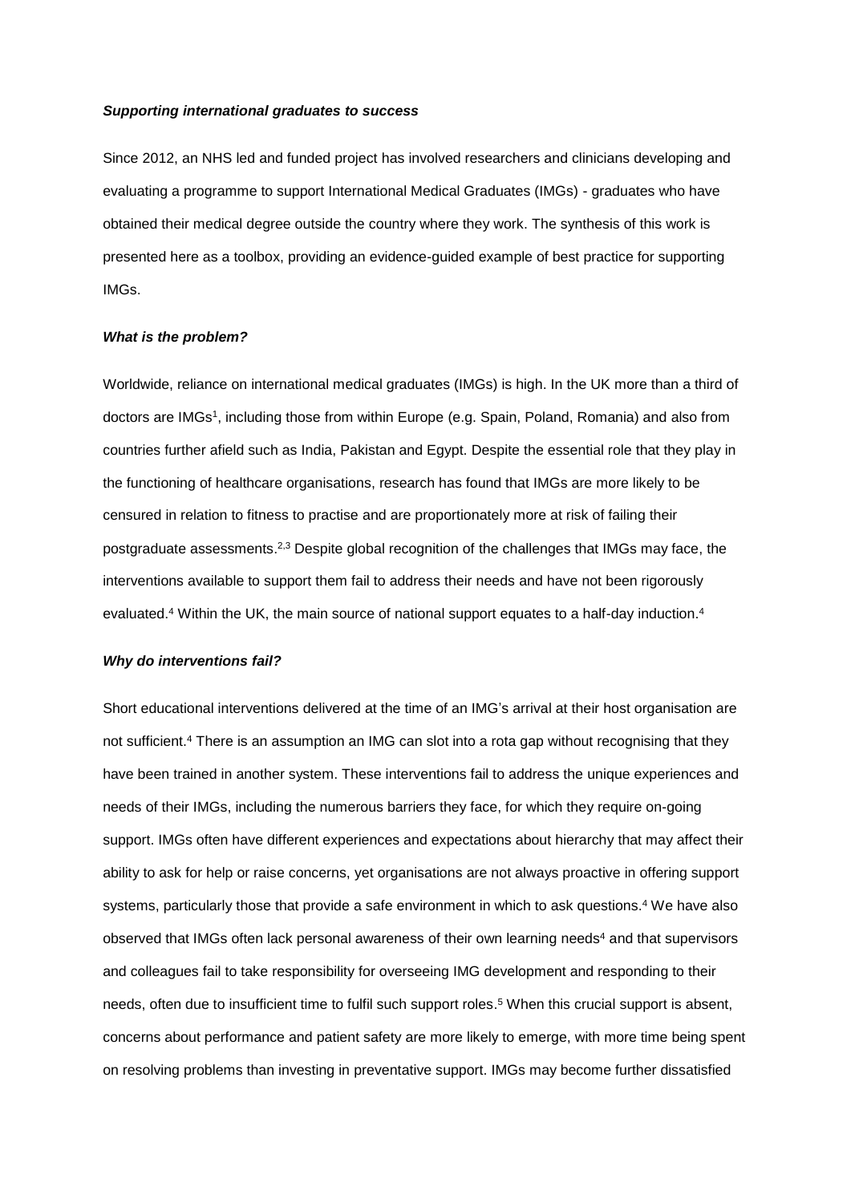### *Supporting international graduates to success*

Since 2012, an NHS led and funded project has involved researchers and clinicians developing and evaluating a programme to support International Medical Graduates (IMGs) - graduates who have obtained their medical degree outside the country where they work. The synthesis of this work is presented here as a toolbox, providing an evidence-guided example of best practice for supporting IMGs.

### *What is the problem?*

Worldwide, reliance on international medical graduates (IMGs) is high. In the UK more than a third of doctors are IMGs[1], including those from within Europe (e.g. Spain, Poland, Romania) and also from countries further afield such as India, Pakistan and Egypt. Despite the essential role that they play in the functioning of healthcare organisations, research has found that IMGs are more likely to be censured in relation to fitness to practise and are proportionately more at risk of failing their postgraduate assessments.[2,3] Despite global recognition of the challenges that IMGs may face, the interventions available to support them fail to address their needs and have not been rigorously evaluated.[4] Within the UK, the main source of national support equates to a half-day induction.[4]

### *Why do interventions fail?*

Short educational interventions delivered at the time of an IMG's arrival at their host organisation are not sufficient.[4] There is an assumption an IMG can slot into a rota gap without recognising that they have been trained in another system. These interventions fail to address the unique experiences and needs of their IMGs, including the numerous barriers they face, for which they require on-going support. IMGs often have different experiences and expectations about hierarchy that may affect their ability to ask for help or raise concerns, yet organisations are not always proactive in offering support systems, particularly those that provide a safe environment in which to ask questions.[4] We have also observed that IMGs often lack personal awareness of their own learning needs[4] and that supervisors and colleagues fail to take responsibility for overseeing IMG development and responding to their needs, often due to insufficient time to fulfil such support roles.[5] When this crucial support is absent, concerns about performance and patient safety are more likely to emerge, with more time being spent on resolving problems than investing in preventative support. IMGs may become further dissatisfied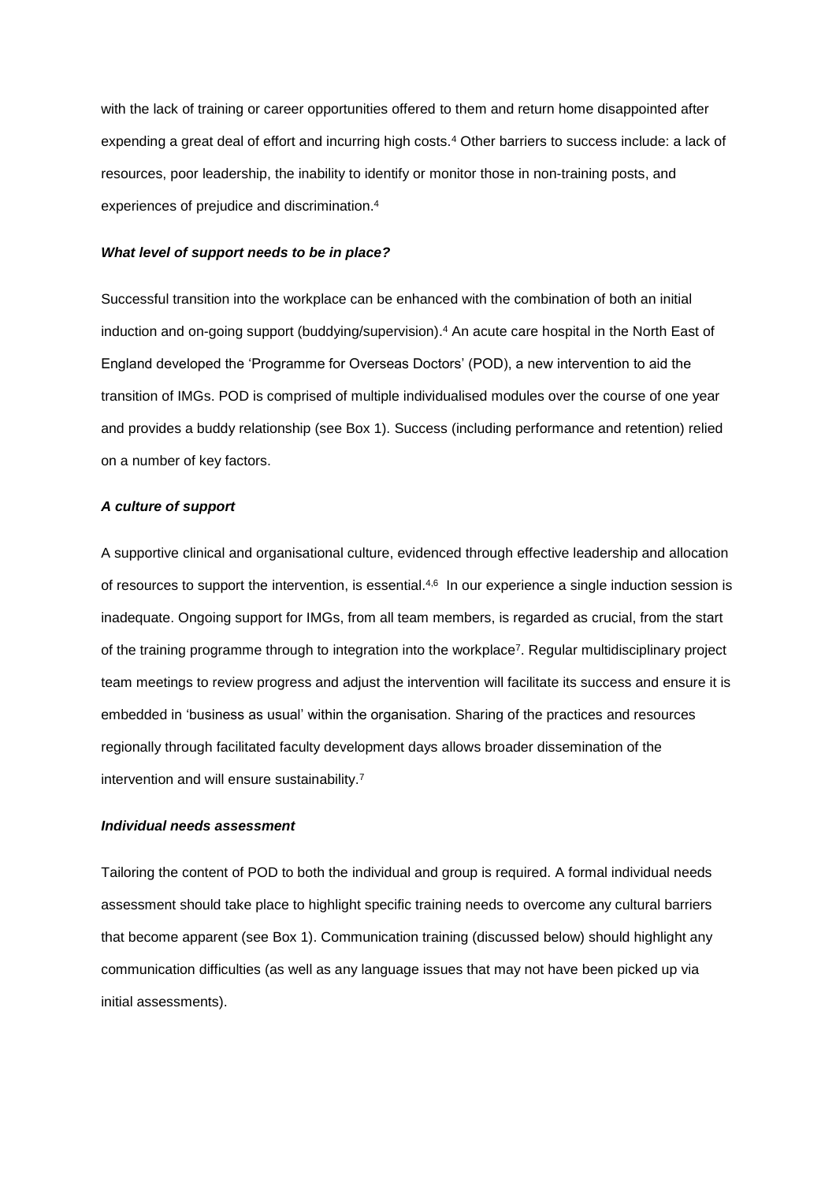with the lack of training or career opportunities offered to them and return home disappointed after expending a great deal of effort and incurring high costs.[4] Other barriers to success include: a lack of resources, poor leadership, the inability to identify or monitor those in non-training posts, and experiences of prejudice and discrimination.[4]

### *What level of support needs to be in place?*

Successful transition into the workplace can be enhanced with the combination of both an initial induction and on-going support (buddying/supervision).[4] An acute care hospital in the North East of England developed the 'Programme for Overseas Doctors' (POD), a new intervention to aid the transition of IMGs. POD is comprised of multiple individualised modules over the course of one year and provides a buddy relationship (see Box 1). Success (including performance and retention) relied on a number of key factors.

### *A culture of support*

A supportive clinical and organisational culture, evidenced through effective leadership and allocation of resources to support the intervention, is essential.[4,6] In our experience a single induction session is inadequate. Ongoing support for IMGs, from all team members, is regarded as crucial, from the start of the training programme through to integration into the workplace[7]. Regular multidisciplinary project team meetings to review progress and adjust the intervention will facilitate its success and ensure it is embedded in 'business as usual' within the organisation. Sharing of the practices and resources regionally through facilitated faculty development days allows broader dissemination of the intervention and will ensure sustainability.[7]

### *Individual needs assessment*

Tailoring the content of POD to both the individual and group is required. A formal individual needs assessment should take place to highlight specific training needs to overcome any cultural barriers that become apparent (see Box 1). Communication training (discussed below) should highlight any communication difficulties (as well as any language issues that may not have been picked up via initial assessments).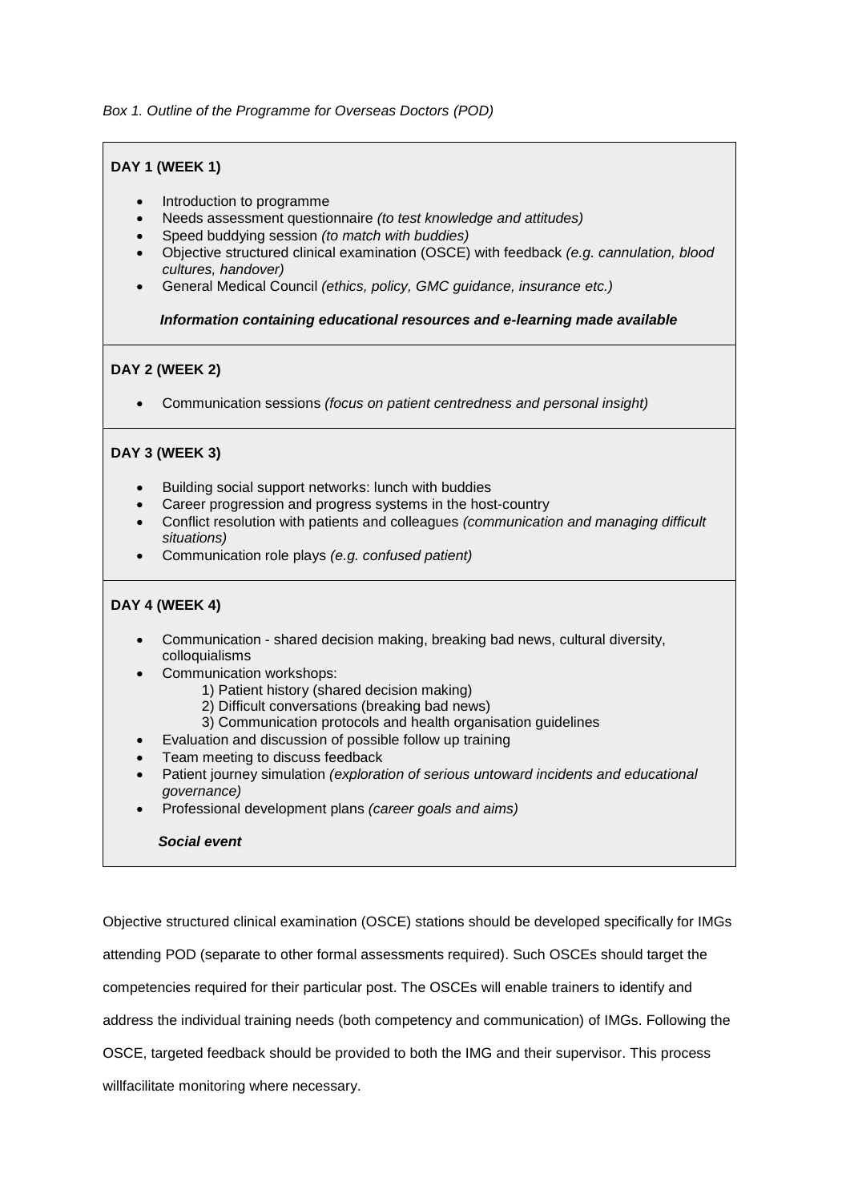*Box 1. Outline of the Programme for Overseas Doctors (POD)*

**DAY 1 (WEEK 1)**

- Introduction to programme
- Needs assessment questionnaire *(to test knowledge and attitudes)*
- Speed buddying session *(to match with buddies)*
- Objective structured clinical examination (OSCE) with feedback *(e.g. cannulation, blood cultures, handover)*
- General Medical Council *(ethics, policy, GMC guidance, insurance etc.)*

***Information containing educational resources and e-learning made available***

**DAY 2 (WEEK 2)**

- Communication sessions *(focus on patient centredness and personal insight)*

**DAY 3 (WEEK 3)**

- Building social support networks: lunch with buddies
- Career progression and progress systems in the host-country
- Conflict resolution with patients and colleagues *(communication and managing difficult situations)*
- Communication role plays *(e.g. confused patient)*

**DAY 4 (WEEK 4)**

- Communication - shared decision making, breaking bad news, cultural diversity, colloquialisms
- Communication workshops:
  1) Patient history (shared decision making)
  2) Difficult conversations (breaking bad news)
  3) Communication protocols and health organisation guidelines
- Evaluation and discussion of possible follow up training
- Team meeting to discuss feedback
- Patient journey simulation *(exploration of serious untoward incidents and educational governance)*
- Professional development plans *(career goals and aims)*

***Social event***

Objective structured clinical examination (OSCE) stations should be developed specifically for IMGs attending POD (separate to other formal assessments required). Such OSCEs should target the competencies required for their particular post. The OSCEs will enable trainers to identify and address the individual training needs (both competency and communication) of IMGs. Following the OSCE, targeted feedback should be provided to both the IMG and their supervisor. This process willfacilitate monitoring where necessary.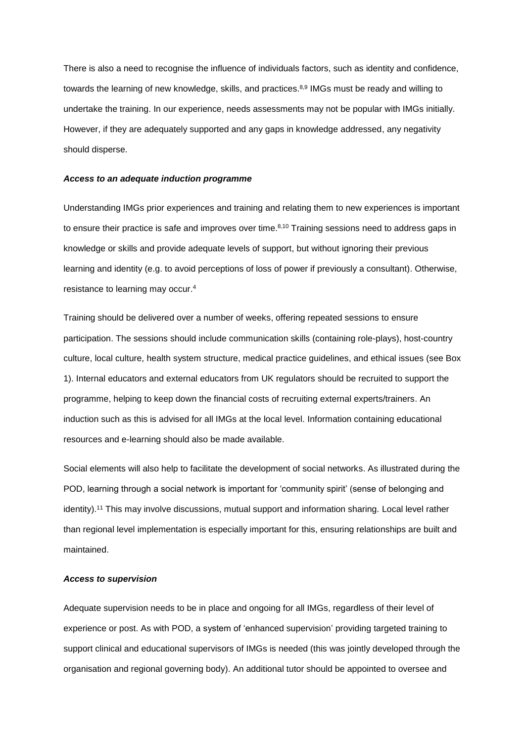There is also a need to recognise the influence of individuals factors, such as identity and confidence, towards the learning of new knowledge, skills, and practices.[8,9] IMGs must be ready and willing to undertake the training. In our experience, needs assessments may not be popular with IMGs initially. However, if they are adequately supported and any gaps in knowledge addressed, any negativity should disperse.

### *Access to an adequate induction programme*

Understanding IMGs prior experiences and training and relating them to new experiences is important to ensure their practice is safe and improves over time.[8,10] Training sessions need to address gaps in knowledge or skills and provide adequate levels of support, but without ignoring their previous learning and identity (e.g. to avoid perceptions of loss of power if previously a consultant). Otherwise, resistance to learning may occur.[4]

Training should be delivered over a number of weeks, offering repeated sessions to ensure participation. The sessions should include communication skills (containing role-plays), host-country culture, local culture, health system structure, medical practice guidelines, and ethical issues (see Box 1). Internal educators and external educators from UK regulators should be recruited to support the programme, helping to keep down the financial costs of recruiting external experts/trainers. An induction such as this is advised for all IMGs at the local level. Information containing educational resources and e-learning should also be made available.

Social elements will also help to facilitate the development of social networks. As illustrated during the POD, learning through a social network is important for 'community spirit' (sense of belonging and identity).[11] This may involve discussions, mutual support and information sharing. Local level rather than regional level implementation is especially important for this, ensuring relationships are built and maintained.

### *Access to supervision*

Adequate supervision needs to be in place and ongoing for all IMGs, regardless of their level of experience or post. As with POD, a system of 'enhanced supervision' providing targeted training to support clinical and educational supervisors of IMGs is needed (this was jointly developed through the organisation and regional governing body). An additional tutor should be appointed to oversee and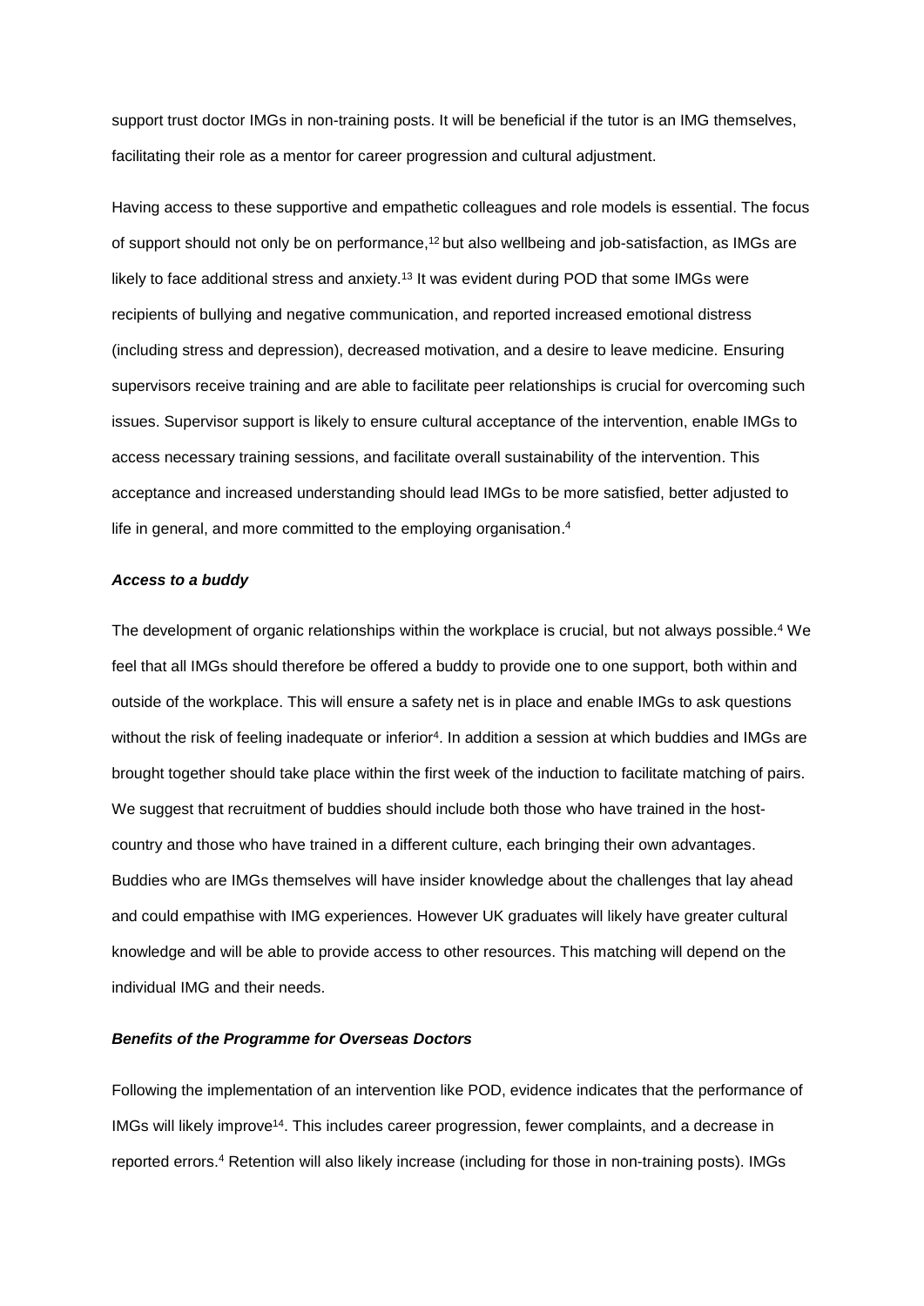support trust doctor IMGs in non-training posts. It will be beneficial if the tutor is an IMG themselves, facilitating their role as a mentor for career progression and cultural adjustment.

Having access to these supportive and empathetic colleagues and role models is essential. The focus of support should not only be on performance,[12] but also wellbeing and job-satisfaction, as IMGs are likely to face additional stress and anxiety.[13] It was evident during POD that some IMGs were recipients of bullying and negative communication, and reported increased emotional distress (including stress and depression), decreased motivation, and a desire to leave medicine. Ensuring supervisors receive training and are able to facilitate peer relationships is crucial for overcoming such issues. Supervisor support is likely to ensure cultural acceptance of the intervention, enable IMGs to access necessary training sessions, and facilitate overall sustainability of the intervention. This acceptance and increased understanding should lead IMGs to be more satisfied, better adjusted to life in general, and more committed to the employing organisation.[4]

***Access to a buddy***

The development of organic relationships within the workplace is crucial, but not always possible.[4] We feel that all IMGs should therefore be offered a buddy to provide one to one support, both within and outside of the workplace. This will ensure a safety net is in place and enable IMGs to ask questions without the risk of feeling inadequate or inferior[4]. In addition a session at which buddies and IMGs are brought together should take place within the first week of the induction to facilitate matching of pairs. We suggest that recruitment of buddies should include both those who have trained in the host-country and those who have trained in a different culture, each bringing their own advantages. Buddies who are IMGs themselves will have insider knowledge about the challenges that lay ahead and could empathise with IMG experiences. However UK graduates will likely have greater cultural knowledge and will be able to provide access to other resources. This matching will depend on the individual IMG and their needs.

***Benefits of the Programme for Overseas Doctors***

Following the implementation of an intervention like POD, evidence indicates that the performance of IMGs will likely improve[14]. This includes career progression, fewer complaints, and a decrease in reported errors.[4] Retention will also likely increase (including for those in non-training posts). IMGs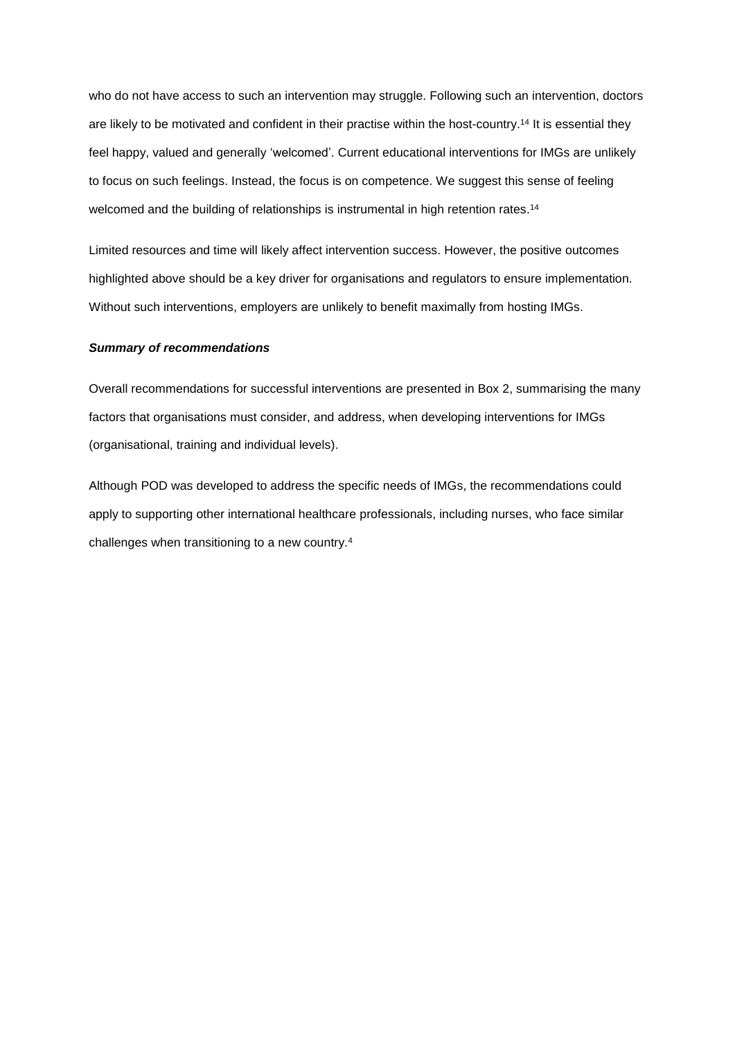who do not have access to such an intervention may struggle. Following such an intervention, doctors are likely to be motivated and confident in their practise within the host-country.[14] It is essential they feel happy, valued and generally 'welcomed'. Current educational interventions for IMGs are unlikely to focus on such feelings. Instead, the focus is on competence. We suggest this sense of feeling welcomed and the building of relationships is instrumental in high retention rates.[14]

Limited resources and time will likely affect intervention success. However, the positive outcomes highlighted above should be a key driver for organisations and regulators to ensure implementation. Without such interventions, employers are unlikely to benefit maximally from hosting IMGs.

***Summary of recommendations***

Overall recommendations for successful interventions are presented in Box 2, summarising the many factors that organisations must consider, and address, when developing interventions for IMGs (organisational, training and individual levels).

Although POD was developed to address the specific needs of IMGs, the recommendations could apply to supporting other international healthcare professionals, including nurses, who face similar challenges when transitioning to a new country.[4]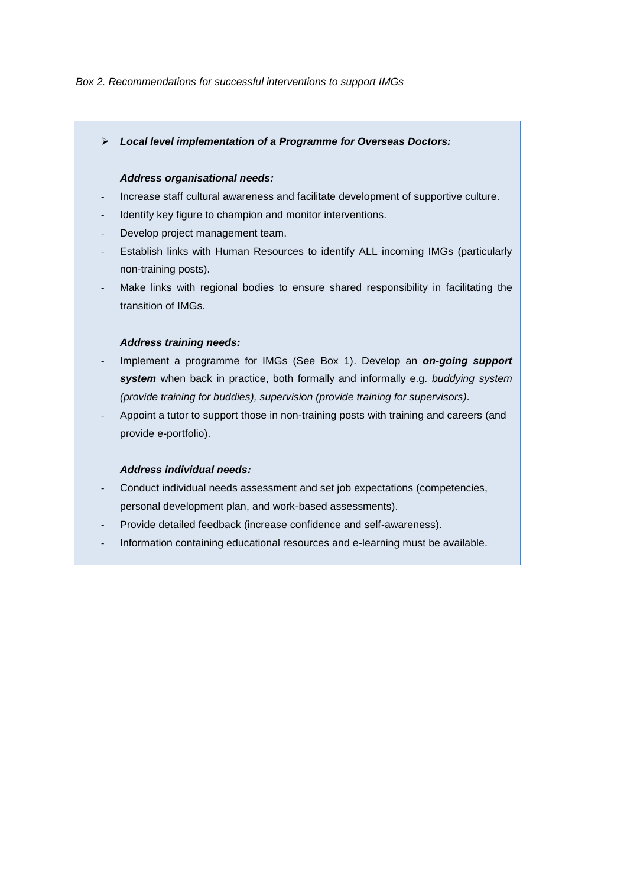*Box 2. Recommendations for successful interventions to support IMGs*

- ***Local level implementation of a Programme for Overseas Doctors:***

***Address organisational needs:***

- Increase staff cultural awareness and facilitate development of supportive culture.
- Identify key figure to champion and monitor interventions.
- Develop project management team.
- Establish links with Human Resources to identify ALL incoming IMGs (particularly non-training posts).
- Make links with regional bodies to ensure shared responsibility in facilitating the transition of IMGs.

***Address training needs:***

- Implement a programme for IMGs (See Box 1). Develop an ***on-going support system*** when back in practice, both formally and informally e.g. *buddying system (provide training for buddies), supervision (provide training for supervisors)*.
- Appoint a tutor to support those in non-training posts with training and careers (and provide e-portfolio).

***Address individual needs:***

- Conduct individual needs assessment and set job expectations (competencies, personal development plan, and work-based assessments).
- Provide detailed feedback (increase confidence and self-awareness).
- Information containing educational resources and e-learning must be available.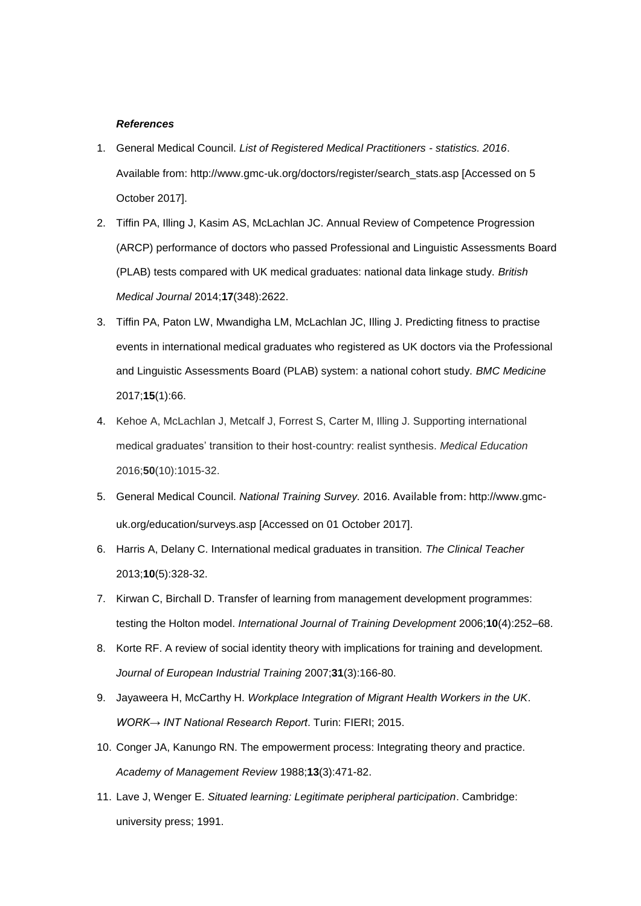***References***

1. General Medical Council. *List of Registered Medical Practitioners - statistics. 2016*. Available from: http://www.gmc-uk.org/doctors/register/search_stats.asp [Accessed on 5 October 2017].
2. Tiffin PA, Illing J, Kasim AS, McLachlan JC. Annual Review of Competence Progression (ARCP) performance of doctors who passed Professional and Linguistic Assessments Board (PLAB) tests compared with UK medical graduates: national data linkage study. *British Medical Journal* 2014;**17**(348):2622.
3. Tiffin PA, Paton LW, Mwandigha LM, McLachlan JC, Illing J. Predicting fitness to practise events in international medical graduates who registered as UK doctors via the Professional and Linguistic Assessments Board (PLAB) system: a national cohort study. *BMC Medicine* 2017;**15**(1):66.
4. Kehoe A, McLachlan J, Metcalf J, Forrest S, Carter M, Illing J. Supporting international medical graduates' transition to their host-country: realist synthesis. *Medical Education* 2016;**50**(10):1015-32.
5. General Medical Council. *National Training Survey.* 2016. Available from: http://www.gmc-uk.org/education/surveys.asp [Accessed on 01 October 2017].
6. Harris A, Delany C. International medical graduates in transition. *The Clinical Teacher* 2013;**10**(5):328-32.
7. Kirwan C, Birchall D. Transfer of learning from management development programmes: testing the Holton model. *International Journal of Training Development* 2006;**10**(4):252–68.
8. Korte RF. A review of social identity theory with implications for training and development. *Journal of European Industrial Training* 2007;**31**(3):166-80.
9. Jayaweera H, McCarthy H. *Workplace Integration of Migrant Health Workers in the UK*. *WORK→ INT National Research Report*. Turin: FIERI; 2015.
10. Conger JA, Kanungo RN. The empowerment process: Integrating theory and practice. *Academy of Management Review* 1988;**13**(3):471-82.
11. Lave J, Wenger E. *Situated learning: Legitimate peripheral participation*. Cambridge: university press; 1991.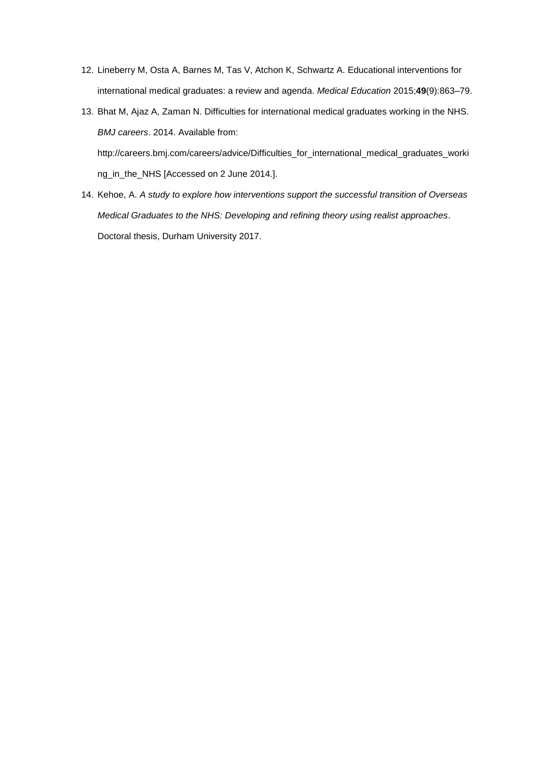12. Lineberry M, Osta A, Barnes M, Tas V, Atchon K, Schwartz A. Educational interventions for international medical graduates: a review and agenda. *Medical Education* 2015;**49**(9):863–79.
13. Bhat M, Ajaz A, Zaman N. Difficulties for international medical graduates working in the NHS. *BMJ careers*. 2014. Available from: http://careers.bmj.com/careers/advice/Difficulties_for_international_medical_graduates_working_in_the_NHS [Accessed on 2 June 2014.].
14. Kehoe, A. *A study to explore how interventions support the successful transition of Overseas Medical Graduates to the NHS: Developing and refining theory using realist approaches*. Doctoral thesis, Durham University 2017.